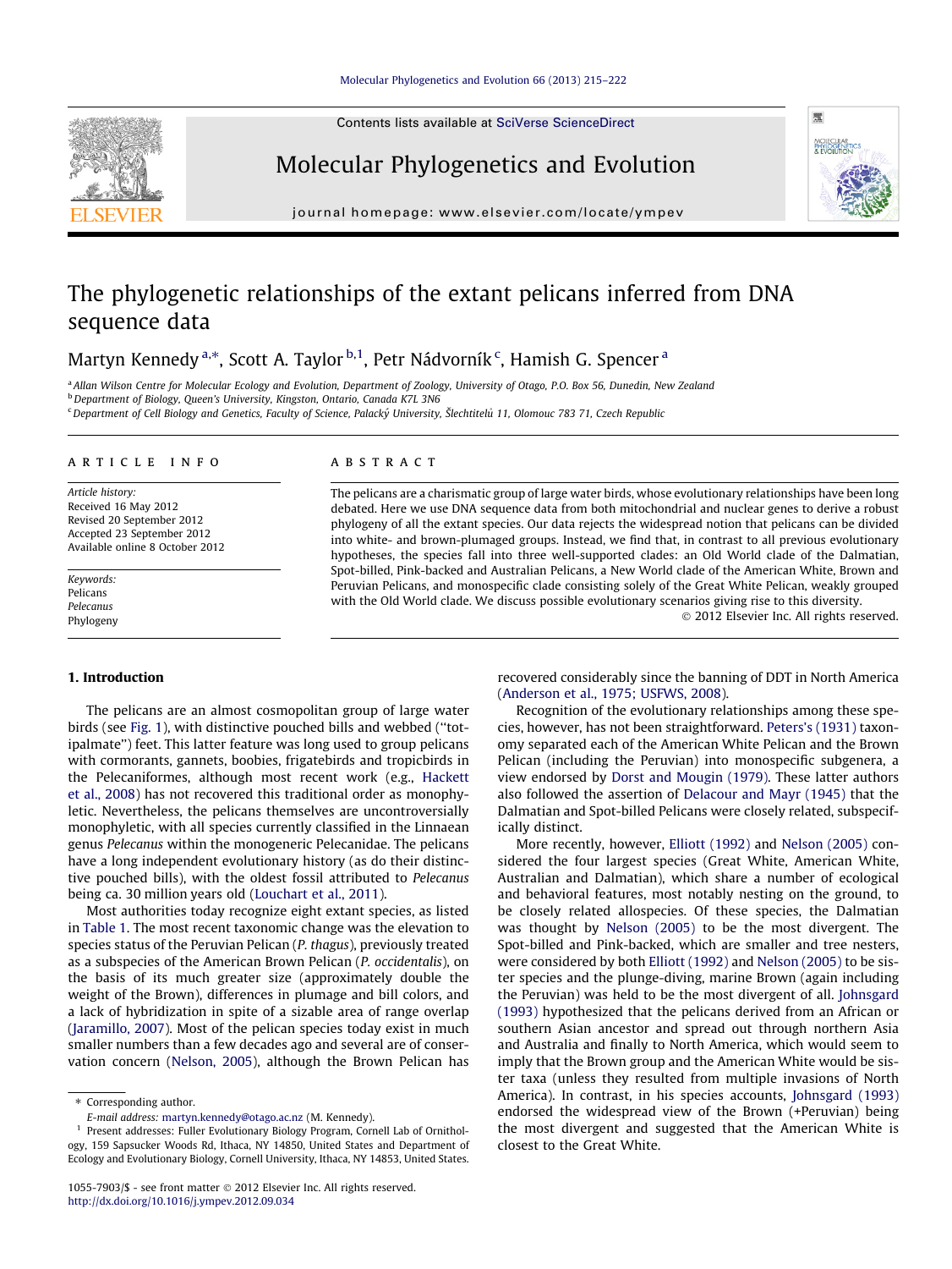# The phylogenetic relationships of the extant pelicans inferred from DNA sequence data

Martyn Kennedy[a,*], Scott A. Taylor[b,1], Petr Nádvorník[c], Hamish G. Spencer[a]

[a] Allan Wilson Centre for Molecular Ecology and Evolution, Department of Zoology, University of Otago, P.O. Box 56, Dunedin, New Zealand

[b] Department of Biology, Queen's University, Kingston, Ontario, Canada K7L 3N6

[c] Department of Cell Biology and Genetics, Faculty of Science, Palacký University, Šlechtitelů 11, Olomouc 783 71, Czech Republic

## ARTICLE INFO

*Article history:*
Received 16 May 2012
Revised 20 September 2012
Accepted 23 September 2012
Available online 8 October 2012

*Keywords:*
Pelicans
*Pelecanus*
Phylogeny

## ABSTRACT

The pelicans are a charismatic group of large water birds, whose evolutionary relationships have been long debated. Here we use DNA sequence data from both mitochondrial and nuclear genes to derive a robust phylogeny of all the extant species. Our data rejects the widespread notion that pelicans can be divided into white- and brown-plumaged groups. Instead, we find that, in contrast to all previous evolutionary hypotheses, the species fall into three well-supported clades: an Old World clade of the Dalmatian, Spot-billed, Pink-backed and Australian Pelicans, a New World clade of the American White, Brown and Peruvian Pelicans, and monospecific clade consisting solely of the Great White Pelican, weakly grouped with the Old World clade. We discuss possible evolutionary scenarios giving rise to this diversity.

© 2012 Elsevier Inc. All rights reserved.

## 1. Introduction

The pelicans are an almost cosmopolitan group of large water birds (see Fig. 1), with distinctive pouched bills and webbed ("totipalmate") feet. This latter feature was long used to group pelicans with cormorants, gannets, boobies, frigatebirds and tropicbirds in the Pelecaniformes, although most recent work (e.g., Hackett et al., 2008) has not recovered this traditional order as monophyletic. Nevertheless, the pelicans themselves are uncontroversially monophyletic, with all species currently classified in the Linnaean genus *Pelecanus* within the monogeneric Pelecanidae. The pelicans have a long independent evolutionary history (as do their distinctive pouched bills), with the oldest fossil attributed to *Pelecanus* being ca. 30 million years old (Louchart et al., 2011).

Most authorities today recognize eight extant species, as listed in Table 1. The most recent taxonomic change was the elevation to species status of the Peruvian Pelican (*P. thagus*), previously treated as a subspecies of the American Brown Pelican (*P. occidentalis*), on the basis of its much greater size (approximately double the weight of the Brown), differences in plumage and bill colors, and a lack of hybridization in spite of a sizable area of range overlap (Jaramillo, 2007). Most of the pelican species today exist in much smaller numbers than a few decades ago and several are of conservation concern (Nelson, 2005), although the Brown Pelican has recovered considerably since the banning of DDT in North America (Anderson et al., 1975; USFWS, 2008).

Recognition of the evolutionary relationships among these species, however, has not been straightforward. Peters's (1931) taxonomy separated each of the American White Pelican and the Brown Pelican (including the Peruvian) into monospecific subgenera, a view endorsed by Dorst and Mougin (1979). These latter authors also followed the assertion of Delacour and Mayr (1945) that the Dalmatian and Spot-billed Pelicans were closely related, subspecifically distinct.

More recently, however, Elliott (1992) and Nelson (2005) considered the four largest species (Great White, American White, Australian and Dalmatian), which share a number of ecological and behavioral features, most notably nesting on the ground, to be closely related allospecies. Of these species, the Dalmatian was thought by Nelson (2005) to be the most divergent. The Spot-billed and Pink-backed, which are smaller and tree nesters, were considered by both Elliott (1992) and Nelson (2005) to be sister species and the plunge-diving, marine Brown (again including the Peruvian) was held to be the most divergent of all. Johnsgard (1993) hypothesized that the pelicans derived from an African or southern Asian ancestor and spread out through northern Asia and Australia and finally to North America, which would seem to imply that the Brown group and the American White would be sister taxa (unless they resulted from multiple invasions of North America). In contrast, in his species accounts, Johnsgard (1993) endorsed the widespread view of the Brown (+Peruvian) being the most divergent and suggested that the American White is closest to the Great White.

* Corresponding author.
E-mail address: martyn.kennedy@otago.ac.nz (M. Kennedy).

[1] Present addresses: Fuller Evolutionary Biology Program, Cornell Lab of Ornithology, 159 Sapsucker Woods Rd, Ithaca, NY 14850, United States and Department of Ecology and Evolutionary Biology, Cornell University, Ithaca, NY 14853, United States.

1055-7903/$ - see front matter © 2012 Elsevier Inc. All rights reserved.
http://dx.doi.org/10.1016/j.ympev.2012.09.034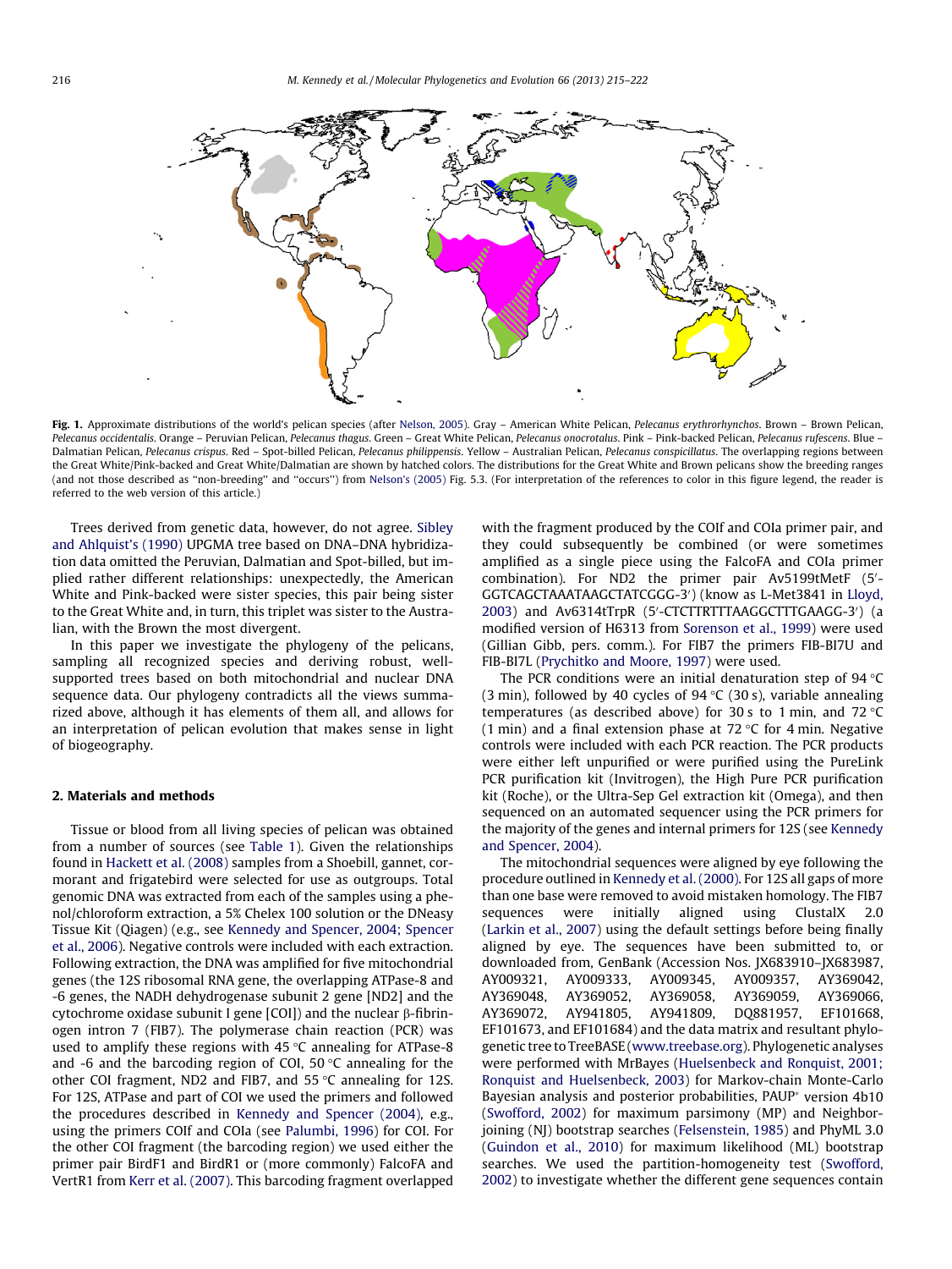Fig. 1. Approximate distributions of the world's pelican species (after Nelson, 2005). Gray – American White Pelican, *Pelecanus erythrorhynchos*. Brown – Brown Pelican, *Pelecanus occidentalis*. Orange – Peruvian Pelican, *Pelecanus thagus*. Green – Great White Pelican, *Pelecanus onocrotalus*. Pink – Pink-backed Pelican, *Pelecanus rufescens*. Blue – Dalmatian Pelican, *Pelecanus crispus*. Red – Spot-billed Pelican, *Pelecanus philippensis*. Yellow – Australian Pelican, *Pelecanus conspicillatus*. The overlapping regions between the Great White/Pink-backed and Great White/Dalmatian are shown by hatched colors. The distributions for the Great White and Brown pelicans show the breeding ranges (and not those described as "non-breeding" and "occurs") from Nelson's (2005) Fig. 5.3. (For interpretation of the references to color in this figure legend, the reader is referred to the web version of this article.)

Trees derived from genetic data, however, do not agree. Sibley and Ahlquist's (1990) UPGMA tree based on DNA–DNA hybridization data omitted the Peruvian, Dalmatian and Spot-billed, but implied rather different relationships: unexpectedly, the American White and Pink-backed were sister species, this pair being sister to the Great White and, in turn, this triplet was sister to the Australian, with the Brown the most divergent.

In this paper we investigate the phylogeny of the pelicans, sampling all recognized species and deriving robust, well-supported trees based on both mitochondrial and nuclear DNA sequence data. Our phylogeny contradicts all the views summarized above, although it has elements of them all, and allows for an interpretation of pelican evolution that makes sense in light of biogeography.

## 2. Materials and methods

Tissue or blood from all living species of pelican was obtained from a number of sources (see Table 1). Given the relationships found in Hackett et al. (2008) samples from a Shoebill, gannet, cormorant and frigatebird were selected for use as outgroups. Total genomic DNA was extracted from each of the samples using a phenol/chloroform extraction, a 5% Chelex 100 solution or the DNeasy Tissue Kit (Qiagen) (e.g., see Kennedy and Spencer, 2004; Spencer et al., 2006). Negative controls were included with each extraction. Following extraction, the DNA was amplified for five mitochondrial genes (the 12S ribosomal RNA gene, the overlapping ATPase-8 and -6 genes, the NADH dehydrogenase subunit 2 gene [ND2] and the cytochrome oxidase subunit I gene [COI]) and the nuclear β-fibrinogen intron 7 (FIB7). The polymerase chain reaction (PCR) was used to amplify these regions with 45 °C annealing for ATPase-8 and -6 and the barcoding region of COI, 50 °C annealing for the other COI fragment, ND2 and FIB7, and 55 °C annealing for 12S. For 12S, ATPase and part of COI we used the primers and followed the procedures described in Kennedy and Spencer (2004), e.g., using the primers COIf and COIa (see Palumbi, 1996) for COI. For the other COI fragment (the barcoding region) we used either the primer pair BirdF1 and BirdR1 or (more commonly) FalcoFA and VertR1 from Kerr et al. (2007). This barcoding fragment overlapped with the fragment produced by the COIf and COIa primer pair, and they could subsequently be combined (or were sometimes amplified as a single piece using the FalcoFA and COIa primer combination). For ND2 the primer pair Av5199tMetF (5′-GGTCAGCTAAATAAGCTATCGGG-3′) (know as L-Met3841 in Lloyd, 2003) and Av6314tTrpR (5′-CTCTTRTTTAAGGCTTTGAAGG-3′) (a modified version of H6313 from Sorenson et al., 1999) were used (Gillian Gibb, pers. comm.). For FIB7 the primers FIB-BI7U and FIB-BI7L (Prychitko and Moore, 1997) were used.

The PCR conditions were an initial denaturation step of 94 °C (3 min), followed by 40 cycles of 94 °C (30 s), variable annealing temperatures (as described above) for 30 s to 1 min, and 72 °C (1 min) and a final extension phase at 72 °C for 4 min. Negative controls were included with each PCR reaction. The PCR products were either left unpurified or were purified using the PureLink PCR purification kit (Invitrogen), the High Pure PCR purification kit (Roche), or the Ultra-Sep Gel extraction kit (Omega), and then sequenced on an automated sequencer using the PCR primers for the majority of the genes and internal primers for 12S (see Kennedy and Spencer, 2004).

The mitochondrial sequences were aligned by eye following the procedure outlined in Kennedy et al. (2000). For 12S all gaps of more than one base were removed to avoid mistaken homology. The FIB7 sequences were initially aligned using ClustalX 2.0 (Larkin et al., 2007) using the default settings before being finally aligned by eye. The sequences have been submitted to, or downloaded from, GenBank (Accession Nos. JX683910–JX683987, AY009321, AY009333, AY009345, AY009357, AY369042, AY369048, AY369052, AY369058, AY369059, AY369066, AY369072, AY941805, AY941809, DQ881957, EF101668, EF101673, and EF101684) and the data matrix and resultant phylogenetic tree to TreeBASE (www.treebase.org). Phylogenetic analyses were performed with MrBayes (Huelsenbeck and Ronquist, 2001; Ronquist and Huelsenbeck, 2003) for Markov-chain Monte-Carlo Bayesian analysis and posterior probabilities, PAUP* version 4b10 (Swofford, 2002) for maximum parsimony (MP) and Neighbor-joining (NJ) bootstrap searches (Felsenstein, 1985) and PhyML 3.0 (Guindon et al., 2010) for maximum likelihood (ML) bootstrap searches. We used the partition-homogeneity test (Swofford, 2002) to investigate whether the different gene sequences contain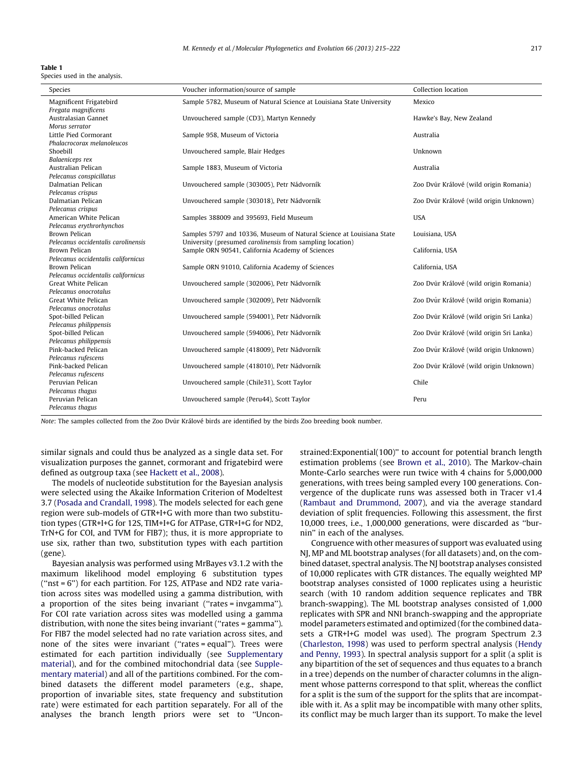**Table 1**
Species used in the analysis.

| Species | Voucher information/source of sample | Collection location |
|---|---|---|
| Magnificent Frigatebird *Fregata magnificens* | Sample 5782, Museum of Natural Science at Louisiana State University | Mexico |
| Australasian Gannet *Morus serrator* | Unvouchered sample (CD3), Martyn Kennedy | Hawke's Bay, New Zealand |
| Little Pied Cormorant *Phalacrocorax melanoleucos* | Sample 958, Museum of Victoria | Australia |
| Shoebill *Balaeniceps rex* | Unvouchered sample, Blair Hedges | Unknown |
| Australian Pelican *Pelecanus conspicillatus* | Sample 1883, Museum of Victoria | Australia |
| Dalmatian Pelican *Pelecanus crispus* | Unvouchered sample (303005), Petr Nádvorník | Zoo Dvůr Králové (wild origin Romania) |
| Dalmatian Pelican *Pelecanus crispus* | Unvouchered sample (303018), Petr Nádvorník | Zoo Dvůr Králové (wild origin Unknown) |
| American White Pelican *Pelecanus erythrorhynchos* | Samples 388009 and 395693, Field Museum | USA |
| Brown Pelican *Pelecanus occidentalis carolinensis* | Samples 5797 and 10336, Museum of Natural Science at Louisiana State University (presumed *carolinensis* from sampling location) | Louisiana, USA |
| Brown Pelican *Pelecanus occidentalis californicus* | Sample ORN 90541, California Academy of Sciences | California, USA |
| Brown Pelican *Pelecanus occidentalis californicus* | Sample ORN 91010, California Academy of Sciences | California, USA |
| Great White Pelican *Pelecanus onocrotalus* | Unvouchered sample (302006), Petr Nádvorník | Zoo Dvůr Králové (wild origin Romania) |
| Great White Pelican *Pelecanus onocrotalus* | Unvouchered sample (302009), Petr Nádvorník | Zoo Dvůr Králové (wild origin Romania) |
| Spot-billed Pelican *Pelecanus philippensis* | Unvouchered sample (594001), Petr Nádvorník | Zoo Dvůr Králové (wild origin Sri Lanka) |
| Spot-billed Pelican *Pelecanus philippensis* | Unvouchered sample (594006), Petr Nádvorník | Zoo Dvůr Králové (wild origin Sri Lanka) |
| Pink-backed Pelican *Pelecanus rufescens* | Unvouchered sample (418009), Petr Nádvorník | Zoo Dvůr Králové (wild origin Unknown) |
| Pink-backed Pelican *Pelecanus rufescens* | Unvouchered sample (418010), Petr Nádvorník | Zoo Dvůr Králové (wild origin Unknown) |
| Peruvian Pelican *Pelecanus thagus* | Unvouchered sample (Chile31), Scott Taylor | Chile |
| Peruvian Pelican *Pelecanus thagus* | Unvouchered sample (Peru44), Scott Taylor | Peru |

*Note*: The samples collected from the Zoo Dvůr Králové birds are identified by the birds Zoo breeding book number.

similar signals and could thus be analyzed as a single data set. For visualization purposes the gannet, cormorant and frigatebird were defined as outgroup taxa (see Hackett et al., 2008).

The models of nucleotide substitution for the Bayesian analysis were selected using the Akaike Information Criterion of Modeltest 3.7 (Posada and Crandall, 1998). The models selected for each gene region were sub-models of GTR+I+G with more than two substitution types (GTR+I+G for 12S, TIM+I+G for ATPase, GTR+I+G for ND2, TrN+G for COI, and TVM for FIB7); thus, it is more appropriate to use six, rather than two, substitution types with each partition (gene).

Bayesian analysis was performed using MrBayes v3.1.2 with the maximum likelihood model employing 6 substitution types ("nst = 6") for each partition. For 12S, ATPase and ND2 rate variation across sites was modelled using a gamma distribution, with a proportion of the sites being invariant ("rates = invgamma"). For COI rate variation across sites was modelled using a gamma distribution, with none the sites being invariant ("rates = gamma"). For FIB7 the model selected had no rate variation across sites, and none of the sites were invariant ("rates = equal"). Trees were estimated for each partition individually (see Supplementary material), and for the combined mitochondrial data (see Supplementary material) and all of the partitions combined. For the combined datasets the different model parameters (e.g., shape, proportion of invariable sites, state frequency and substitution rate) were estimated for each partition separately. For all of the analyses the branch length priors were set to "Unconstrained:Exponential(100)" to account for potential branch length estimation problems (see Brown et al., 2010). The Markov-chain Monte-Carlo searches were run twice with 4 chains for 5,000,000 generations, with trees being sampled every 100 generations. Convergence of the duplicate runs was assessed both in Tracer v1.4 (Rambaut and Drummond, 2007), and via the average standard deviation of split frequencies. Following this assessment, the first 10,000 trees, i.e., 1,000,000 generations, were discarded as "burnin" in each of the analyses.

Congruence with other measures of support was evaluated using NJ, MP and ML bootstrap analyses (for all datasets) and, on the combined dataset, spectral analysis. The NJ bootstrap analyses consisted of 10,000 replicates with GTR distances. The equally weighted MP bootstrap analyses consisted of 1000 replicates using a heuristic search (with 10 random addition sequence replicates and TBR branch-swapping). The ML bootstrap analyses consisted of 1,000 replicates with SPR and NNI branch-swapping and the appropriate model parameters estimated and optimized (for the combined datasets a GTR+I+G model was used). The program Spectrum 2.3 (Charleston, 1998) was used to perform spectral analysis (Hendy and Penny, 1993). In spectral analysis support for a split (a split is any bipartition of the set of sequences and thus equates to a branch in a tree) depends on the number of character columns in the alignment whose patterns correspond to that split, whereas the conflict for a split is the sum of the support for the splits that are incompatible with it. As a split may be incompatible with many other splits, its conflict may be much larger than its support. To make the level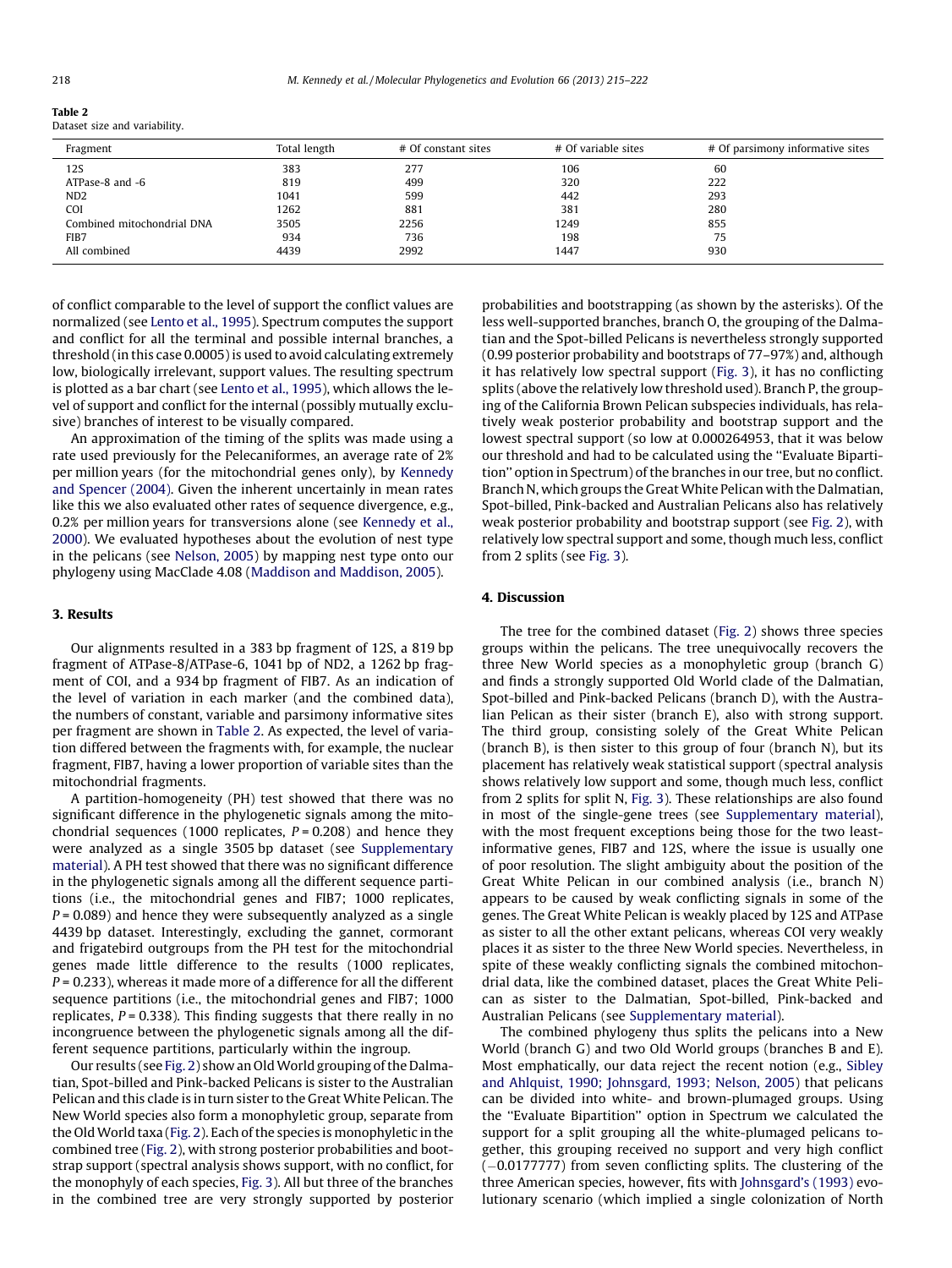**Table 2**
Dataset size and variability.

| Fragment | Total length | # Of constant sites | # Of variable sites | # Of parsimony informative sites |
|---|---|---|---|---|
| 12S | 383 | 277 | 106 | 60 |
| ATPase-8 and -6 | 819 | 499 | 320 | 222 |
| ND2 | 1041 | 599 | 442 | 293 |
| COI | 1262 | 881 | 381 | 280 |
| Combined mitochondrial DNA | 3505 | 2256 | 1249 | 855 |
| FIB7 | 934 | 736 | 198 | 75 |
| All combined | 4439 | 2992 | 1447 | 930 |

of conflict comparable to the level of support the conflict values are normalized (see Lento et al., 1995). Spectrum computes the support and conflict for all the terminal and possible internal branches, a threshold (in this case 0.0005) is used to avoid calculating extremely low, biologically irrelevant, support values. The resulting spectrum is plotted as a bar chart (see Lento et al., 1995), which allows the level of support and conflict for the internal (possibly mutually exclusive) branches of interest to be visually compared.

An approximation of the timing of the splits was made using a rate used previously for the Pelecaniformes, an average rate of 2% per million years (for the mitochondrial genes only), by Kennedy and Spencer (2004). Given the inherent uncertainly in mean rates like this we also evaluated other rates of sequence divergence, e.g., 0.2% per million years for transversions alone (see Kennedy et al., 2000). We evaluated hypotheses about the evolution of nest type in the pelicans (see Nelson, 2005) by mapping nest type onto our phylogeny using MacClade 4.08 (Maddison and Maddison, 2005).

## 3. Results

Our alignments resulted in a 383 bp fragment of 12S, a 819 bp fragment of ATPase-8/ATPase-6, 1041 bp of ND2, a 1262 bp fragment of COI, and a 934 bp fragment of FIB7. As an indication of the level of variation in each marker (and the combined data), the numbers of constant, variable and parsimony informative sites per fragment are shown in Table 2. As expected, the level of variation differed between the fragments with, for example, the nuclear fragment, FIB7, having a lower proportion of variable sites than the mitochondrial fragments.

A partition-homogeneity (PH) test showed that there was no significant difference in the phylogenetic signals among the mitochondrial sequences (1000 replicates, $P = 0.208$) and hence they were analyzed as a single 3505 bp dataset (see Supplementary material). A PH test showed that there was no significant difference in the phylogenetic signals among all the different sequence partitions (i.e., the mitochondrial genes and FIB7; 1000 replicates, $P = 0.089$) and hence they were subsequently analyzed as a single 4439 bp dataset. Interestingly, excluding the gannet, cormorant and frigatebird outgroups from the PH test for the mitochondrial genes made little difference to the results (1000 replicates, $P = 0.233$), whereas it made more of a difference for all the different sequence partitions (i.e., the mitochondrial genes and FIB7; 1000 replicates, $P = 0.338$). This finding suggests that there really in no incongruence between the phylogenetic signals among all the different sequence partitions, particularly within the ingroup.

Our results (see Fig. 2) show an Old World grouping of the Dalmatian, Spot-billed and Pink-backed Pelicans is sister to the Australian Pelican and this clade is in turn sister to the Great White Pelican. The New World species also form a monophyletic group, separate from the Old World taxa (Fig. 2). Each of the species is monophyletic in the combined tree (Fig. 2), with strong posterior probabilities and bootstrap support (spectral analysis shows support, with no conflict, for the monophyly of each species, Fig. 3). All but three of the branches in the combined tree are very strongly supported by posterior probabilities and bootstrapping (as shown by the asterisks). Of the less well-supported branches, branch O, the grouping of the Dalmatian and the Spot-billed Pelicans is nevertheless strongly supported (0.99 posterior probability and bootstraps of 77–97%) and, although it has relatively low spectral support (Fig. 3), it has no conflicting splits (above the relatively low threshold used). Branch P, the grouping of the California Brown Pelican subspecies individuals, has relatively weak posterior probability and bootstrap support and the lowest spectral support (so low at 0.000264953, that it was below our threshold and had to be calculated using the "Evaluate Bipartition" option in Spectrum) of the branches in our tree, but no conflict. Branch N, which groups the Great White Pelican with the Dalmatian, Spot-billed, Pink-backed and Australian Pelicans also has relatively weak posterior probability and bootstrap support (see Fig. 2), with relatively low spectral support and some, though much less, conflict from 2 splits (see Fig. 3).

## 4. Discussion

The tree for the combined dataset (Fig. 2) shows three species groups within the pelicans. The tree unequivocally recovers the three New World species as a monophyletic group (branch G) and finds a strongly supported Old World clade of the Dalmatian, Spot-billed and Pink-backed Pelicans (branch D), with the Australian Pelican as their sister (branch E), also with strong support. The third group, consisting solely of the Great White Pelican (branch B), is then sister to this group of four (branch N), but its placement has relatively weak statistical support (spectral analysis shows relatively low support and some, though much less, conflict from 2 splits for split N, Fig. 3). These relationships are also found in most of the single-gene trees (see Supplementary material), with the most frequent exceptions being those for the two least-informative genes, FIB7 and 12S, where the issue is usually one of poor resolution. The slight ambiguity about the position of the Great White Pelican in our combined analysis (i.e., branch N) appears to be caused by weak conflicting signals in some of the genes. The Great White Pelican is weakly placed by 12S and ATPase as sister to all the other extant pelicans, whereas COI very weakly places it as sister to the three New World species. Nevertheless, in spite of these weakly conflicting signals the combined mitochondrial data, like the combined dataset, places the Great White Pelican as sister to the Dalmatian, Spot-billed, Pink-backed and Australian Pelicans (see Supplementary material).

The combined phylogeny thus splits the pelicans into a New World (branch G) and two Old World groups (branches B and E). Most emphatically, our data reject the recent notion (e.g., Sibley and Ahlquist, 1990; Johnsgard, 1993; Nelson, 2005) that pelicans can be divided into white- and brown-plumaged groups. Using the "Evaluate Bipartition" option in Spectrum we calculated the support for a split grouping all the white-plumaged pelicans together, this grouping received no support and very high conflict (−0.0177777) from seven conflicting splits. The clustering of the three American species, however, fits with Johnsgard's (1993) evolutionary scenario (which implied a single colonization of North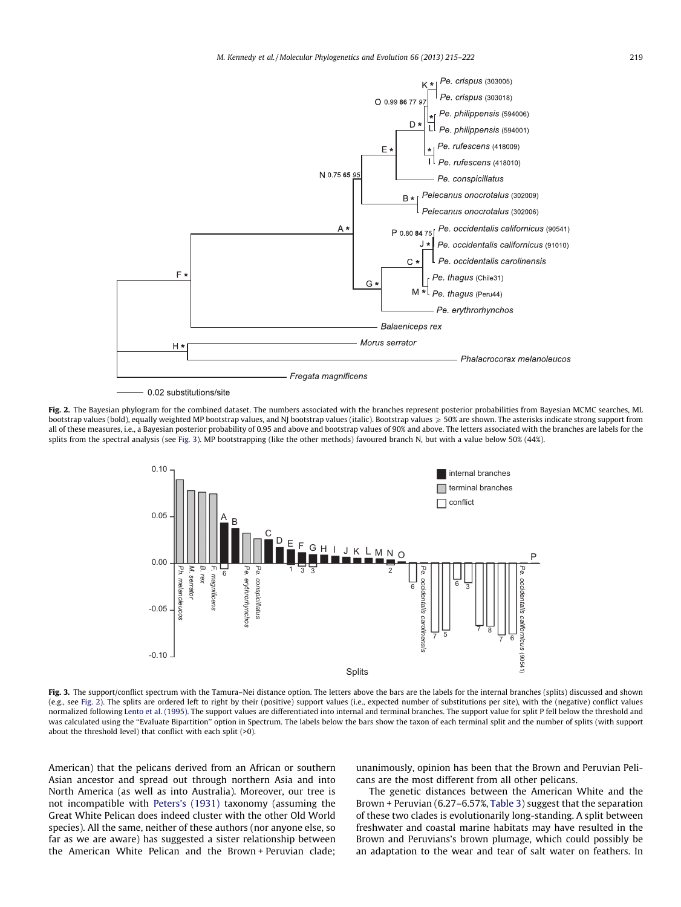Fig. 2. The Bayesian phylogram for the combined dataset. The numbers associated with the branches represent posterior probabilities from Bayesian MCMC searches, ML bootstrap values (bold), equally weighted MP bootstrap values, and NJ bootstrap values (italic). Bootstrap values ⩾ 50% are shown. The asterisks indicate strong support from all of these measures, i.e., a Bayesian posterior probability of 0.95 and above and bootstrap values of 90% and above. The letters associated with the branches are labels for the splits from the spectral analysis (see Fig. 3). MP bootstrapping (like the other methods) favoured branch N, but with a value below 50% (44%).

Fig. 3. The support/conflict spectrum with the Tamura–Nei distance option. The letters above the bars are the labels for the internal branches (splits) discussed and shown (e.g., see Fig. 2). The splits are ordered left to right by their (positive) support values (i.e., expected number of substitutions per site), with the (negative) conflict values normalized following Lento et al. (1995). The support values are differentiated into internal and terminal branches. The support value for split P fell below the threshold and was calculated using the "Evaluate Bipartition" option in Spectrum. The labels below the bars show the taxon of each terminal split and the number of splits (with support about the threshold level) that conflict with each split (>0).

American) that the pelicans derived from an African or southern Asian ancestor and spread out through northern Asia and into North America (as well as into Australia). Moreover, our tree is not incompatible with Peters's (1931) taxonomy (assuming the Great White Pelican does indeed cluster with the other Old World species). All the same, neither of these authors (nor anyone else, so far as we are aware) has suggested a sister relationship between the American White Pelican and the Brown + Peruvian clade; unanimously, opinion has been that the Brown and Peruvian Pelicans are the most different from all other pelicans.

The genetic distances between the American White and the Brown + Peruvian (6.27–6.57%, Table 3) suggest that the separation of these two clades is evolutionarily long-standing. A split between freshwater and coastal marine habitats may have resulted in the Brown and Peruvians's brown plumage, which could possibly be an adaptation to the wear and tear of salt water on feathers. In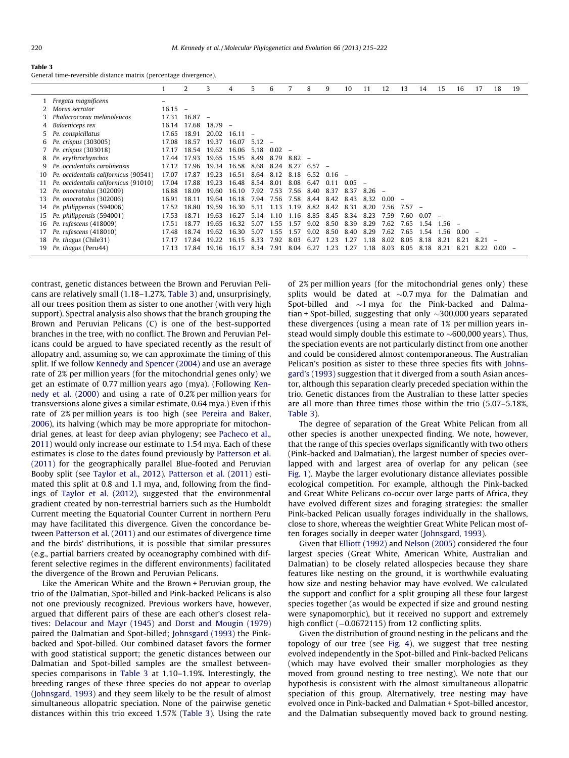**Table 3**
General time-reversible distance matrix (percentage divergence).

| | | 1 | 2 | 3 | 4 | 5 | 6 | 7 | 8 | 9 | 10 | 11 | 12 | 13 | 14 | 15 | 16 | 17 | 18 | 19 |
|---|---|---|---|---|---|---|---|---|---|---|---|---|---|---|---|---|---|---|---|---|
| 1 | *Fregata magnificens* | – | | | | | | | | | | | | | | | | | | |
| 2 | *Morus serrator* | 16.15 | – | | | | | | | | | | | | | | | | | |
| 3 | *Phalacrocorax melanoleucos* | 17.31 | 16.87 | – | | | | | | | | | | | | | | | | |
| 4 | *Balaeniceps rex* | 16.14 | 17.68 | 18.79 | – | | | | | | | | | | | | | | | |
| 5 | *Pe. conspicillatus* | 17.65 | 18.91 | 20.02 | 16.11 | – | | | | | | | | | | | | | | |
| 6 | *Pe. crispus* (303005) | 17.08 | 18.57 | 19.37 | 16.07 | 5.12 | – | | | | | | | | | | | | | |
| 7 | *Pe. crispus* (303018) | 17.17 | 18.54 | 19.62 | 16.06 | 5.18 | 0.02 | – | | | | | | | | | | | | |
| 8 | *Pe. erythrorhynchos* | 17.44 | 17.93 | 19.65 | 15.95 | 8.49 | 8.79 | 8.82 | – | | | | | | | | | | | |
| 9 | *Pe. occidentalis carolinensis* | 17.12 | 17.96 | 19.34 | 16.58 | 8.68 | 8.24 | 8.27 | 6.57 | – | | | | | | | | | | |
| 10 | *Pe. occidentalis californicus* (90541) | 17.07 | 17.87 | 19.23 | 16.51 | 8.64 | 8.12 | 8.18 | 6.52 | 0.16 | – | | | | | | | | | |
| 11 | *Pe. occidentalis californicus* (91010) | 17.04 | 17.88 | 19.23 | 16.48 | 8.54 | 8.01 | 8.08 | 6.47 | 0.11 | 0.05 | – | | | | | | | | |
| 12 | *Pe. onocrotalus* (302009) | 16.88 | 18.09 | 19.60 | 16.10 | 7.92 | 7.53 | 7.56 | 8.40 | 8.37 | 8.37 | 8.26 | – | | | | | | | |
| 13 | *Pe. onocrotalus* (302006) | 16.91 | 18.11 | 19.64 | 16.18 | 7.94 | 7.56 | 7.58 | 8.44 | 8.42 | 8.43 | 8.32 | 0.00 | – | | | | | | |
| 14 | *Pe. philippensis* (594006) | 17.52 | 18.80 | 19.59 | 16.30 | 5.11 | 1.13 | 1.19 | 8.82 | 8.42 | 8.31 | 8.20 | 7.56 | 7.57 | – | | | | | |
| 15 | *Pe. philippensis* (594001) | 17.53 | 18.71 | 19.63 | 16.27 | 5.14 | 1.10 | 1.16 | 8.85 | 8.45 | 8.34 | 8.23 | 7.59 | 7.60 | 0.07 | – | | | | |
| 16 | *Pe. rufescens* (418009) | 17.51 | 18.77 | 19.65 | 16.32 | 5.07 | 1.55 | 1.57 | 9.02 | 8.50 | 8.39 | 8.29 | 7.62 | 7.65 | 1.54 | 1.56 | – | | | |
| 17 | *Pe. rufescens* (418010) | 17.48 | 18.74 | 19.62 | 16.30 | 5.07 | 1.55 | 1.57 | 9.02 | 8.50 | 8.40 | 8.29 | 7.62 | 7.65 | 1.54 | 1.56 | 0.00 | – | | |
| 18 | *Pe. thagus* (Chile31) | 17.17 | 17.84 | 19.22 | 16.15 | 8.33 | 7.92 | 8.03 | 6.27 | 1.23 | 1.27 | 1.18 | 8.02 | 8.05 | 8.18 | 8.21 | 8.21 | 8.21 | – | |
| 19 | *Pe. thagus* (Peru44) | 17.13 | 17.84 | 19.16 | 16.17 | 8.34 | 7.91 | 8.04 | 6.27 | 1.23 | 1.27 | 1.18 | 8.03 | 8.05 | 8.18 | 8.21 | 8.21 | 8.22 | 0.00 | – |

contrast, genetic distances between the Brown and Peruvian Pelicans are relatively small (1.18–1.27%, Table 3) and, unsurprisingly, all our trees position them as sister to one another (with very high support). Spectral analysis also shows that the branch grouping the Brown and Peruvian Pelicans (C) is one of the best-supported branches in the tree, with no conflict. The Brown and Peruvian Pelicans could be argued to have speciated recently as the result of allopatry and, assuming so, we can approximate the timing of this split. If we follow Kennedy and Spencer (2004) and use an average rate of 2% per million years (for the mitochondrial genes only) we get an estimate of 0.77 million years ago (mya). (Following Kennedy et al. (2000) and using a rate of 0.2% per million years for transversions alone gives a similar estimate, 0.64 mya.) Even if this rate of 2% per million years is too high (see Pereira and Baker, 2006), its halving (which may be more appropriate for mitochondrial genes, at least for deep avian phylogeny; see Pacheco et al., 2011) would only increase our estimate to 1.54 mya. Each of these estimates is close to the dates found previously by Patterson et al. (2011) for the geographically parallel Blue-footed and Peruvian Booby split (see Taylor et al., 2012). Patterson et al. (2011) estimated this split at 0.8 and 1.1 mya, and, following from the findings of Taylor et al. (2012), suggested that the environmental gradient created by non-terrestrial barriers such as the Humboldt Current meeting the Equatorial Counter Current in northern Peru may have facilitated this divergence. Given the concordance between Patterson et al. (2011) and our estimates of divergence time and the birds' distributions, it is possible that similar pressures (e.g., partial barriers created by oceanography combined with different selective regimes in the different environments) facilitated the divergence of the Brown and Peruvian Pelicans.

Like the American White and the Brown + Peruvian group, the trio of the Dalmatian, Spot-billed and Pink-backed Pelicans is also not one previously recognized. Previous workers have, however, argued that different pairs of these are each other's closest relatives: Delacour and Mayr (1945) and Dorst and Mougin (1979) paired the Dalmatian and Spot-billed; Johnsgard (1993) the Pink-backed and Spot-billed. Our combined dataset favors the former with good statistical support; the genetic distances between our Dalmatian and Spot-billed samples are the smallest between-species comparisons in Table 3 at 1.10–1.19%. Interestingly, the breeding ranges of these three species do not appear to overlap (Johnsgard, 1993) and they seem likely to be the result of almost simultaneous allopatric speciation. None of the pairwise genetic distances within this trio exceed 1.57% (Table 3). Using the rate of 2% per million years (for the mitochondrial genes only) these splits would be dated at ~0.7 mya for the Dalmatian and Spot-billed and ~1 mya for the Pink-backed and Dalmatian + Spot-billed, suggesting that only ~300,000 years separated these divergences (using a mean rate of 1% per million years instead would simply double this estimate to ~600,000 years). Thus, the speciation events are not particularly distinct from one another and could be considered almost contemporaneous. The Australian Pelican's position as sister to these three species fits with Johnsgard's (1993) suggestion that it diverged from a south Asian ancestor, although this separation clearly preceded speciation within the trio. Genetic distances from the Australian to these latter species are all more than three times those within the trio (5.07–5.18%, Table 3).

The degree of separation of the Great White Pelican from all other species is another unexpected finding. We note, however, that the range of this species overlaps significantly with two others (Pink-backed and Dalmatian), the largest number of species overlapped with and largest area of overlap for any pelican (see Fig. 1). Maybe the larger evolutionary distance alleviates possible ecological competition. For example, although the Pink-backed and Great White Pelicans co-occur over large parts of Africa, they have evolved different sizes and foraging strategies: the smaller Pink-backed Pelican usually forages individually in the shallows, close to shore, whereas the weightier Great White Pelican most often forages socially in deeper water (Johnsgard, 1993).

Given that Elliott (1992) and Nelson (2005) considered the four largest species (Great White, American White, Australian and Dalmatian) to be closely related allospecies because they share features like nesting on the ground, it is worthwhile evaluating how size and nesting behavior may have evolved. We calculated the support and conflict for a split grouping all these four largest species together (as would be expected if size and ground nesting were synapomorphic), but it received no support and extremely high conflict (−0.0672115) from 12 conflicting splits.

Given the distribution of ground nesting in the pelicans and the topology of our tree (see Fig. 4), we suggest that tree nesting evolved independently in the Spot-billed and Pink-backed Pelicans (which may have evolved their smaller morphologies as they moved from ground nesting to tree nesting). We note that our hypothesis is consistent with the almost simultaneous allopatric speciation of this group. Alternatively, tree nesting may have evolved once in Pink-backed and Dalmatian + Spot-billed ancestor, and the Dalmatian subsequently moved back to ground nesting.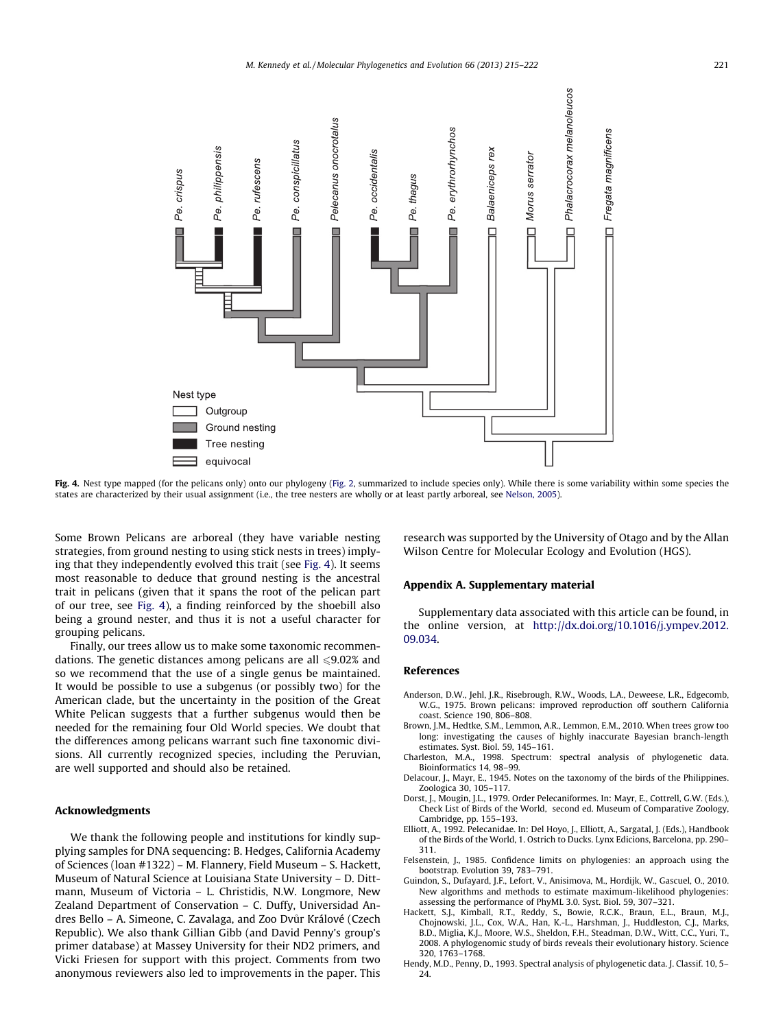Fig. 4. Nest type mapped (for the pelicans only) onto our phylogeny (Fig. 2, summarized to include species only). While there is some variability within some species the states are characterized by their usual assignment (i.e., the tree nesters are wholly or at least partly arboreal, see Nelson, 2005).

Some Brown Pelicans are arboreal (they have variable nesting strategies, from ground nesting to using stick nests in trees) implying that they independently evolved this trait (see Fig. 4). It seems most reasonable to deduce that ground nesting is the ancestral trait in pelicans (given that it spans the root of the pelican part of our tree, see Fig. 4), a finding reinforced by the shoebill also being a ground nester, and thus it is not a useful character for grouping pelicans.

Finally, our trees allow us to make some taxonomic recommendations. The genetic distances among pelicans are all ⩽9.02% and so we recommend that the use of a single genus be maintained. It would be possible to use a subgenus (or possibly two) for the American clade, but the uncertainty in the position of the Great White Pelican suggests that a further subgenus would then be needed for the remaining four Old World species. We doubt that the differences among pelicans warrant such fine taxonomic divisions. All currently recognized species, including the Peruvian, are well supported and should also be retained.

## Acknowledgments

We thank the following people and institutions for kindly supplying samples for DNA sequencing: B. Hedges, California Academy of Sciences (loan #1322) – M. Flannery, Field Museum – S. Hackett, Museum of Natural Science at Louisiana State University – D. Dittmann, Museum of Victoria – L. Christidis, N.W. Longmore, New Zealand Department of Conservation – C. Duffy, Universidad Andres Bello – A. Simeone, C. Zavalaga, and Zoo Dvůr Králové (Czech Republic). We also thank Gillian Gibb (and David Penny's group's primer database) at Massey University for their ND2 primers, and Vicki Friesen for support with this project. Comments from two anonymous reviewers also led to improvements in the paper. This research was supported by the University of Otago and by the Allan Wilson Centre for Molecular Ecology and Evolution (HGS).

## Appendix A. Supplementary material

Supplementary data associated with this article can be found, in the online version, at http://dx.doi.org/10.1016/j.ympev.2012.09.034.

## References

Anderson, D.W., Jehl, J.R., Risebrough, R.W., Woods, L.A., Deweese, L.R., Edgecomb, W.G., 1975. Brown pelicans: improved reproduction off southern California coast. Science 190, 806–808.

Brown, J.M., Hedtke, S.M., Lemmon, A.R., Lemmon, E.M., 2010. When trees grow too long: investigating the causes of highly inaccurate Bayesian branch-length estimates. Syst. Biol. 59, 145–161.

Charleston, M.A., 1998. Spectrum: spectral analysis of phylogenetic data. Bioinformatics 14, 98–99.

Delacour, J., Mayr, E., 1945. Notes on the taxonomy of the birds of the Philippines. Zoologica 30, 105–117.

Dorst, J., Mougin, J.L., 1979. Order Pelecaniformes. In: Mayr, E., Cottrell, G.W. (Eds.), Check List of Birds of the World, second ed. Museum of Comparative Zoology, Cambridge, pp. 155–193.

Elliott, A., 1992. Pelecanidae. In: Del Hoyo, J., Elliott, A., Sargatal, J. (Eds.), Handbook of the Birds of the World, 1. Ostrich to Ducks. Lynx Edicions, Barcelona, pp. 290–311.

Felsenstein, J., 1985. Confidence limits on phylogenies: an approach using the bootstrap. Evolution 39, 783–791.

Guindon, S., Dufayard, J.F., Lefort, V., Anisimova, M., Hordijk, W., Gascuel, O., 2010. New algorithms and methods to estimate maximum-likelihood phylogenies: assessing the performance of PhyML 3.0. Syst. Biol. 59, 307–321.

Hackett, S.J., Kimball, R.T., Reddy, S., Bowie, R.C.K., Braun, E.L., Braun, M.J., Chojnowski, J.L., Cox, W.A., Han, K.-L., Harshman, J., Huddleston, C.J., Marks, B.D., Miglia, K.J., Moore, W.S., Sheldon, F.H., Steadman, D.W., Witt, C.C., Yuri, T., 2008. A phylogenomic study of birds reveals their evolutionary history. Science 320, 1763–1768.

Hendy, M.D., Penny, D., 1993. Spectral analysis of phylogenetic data. J. Classif. 10, 5–24.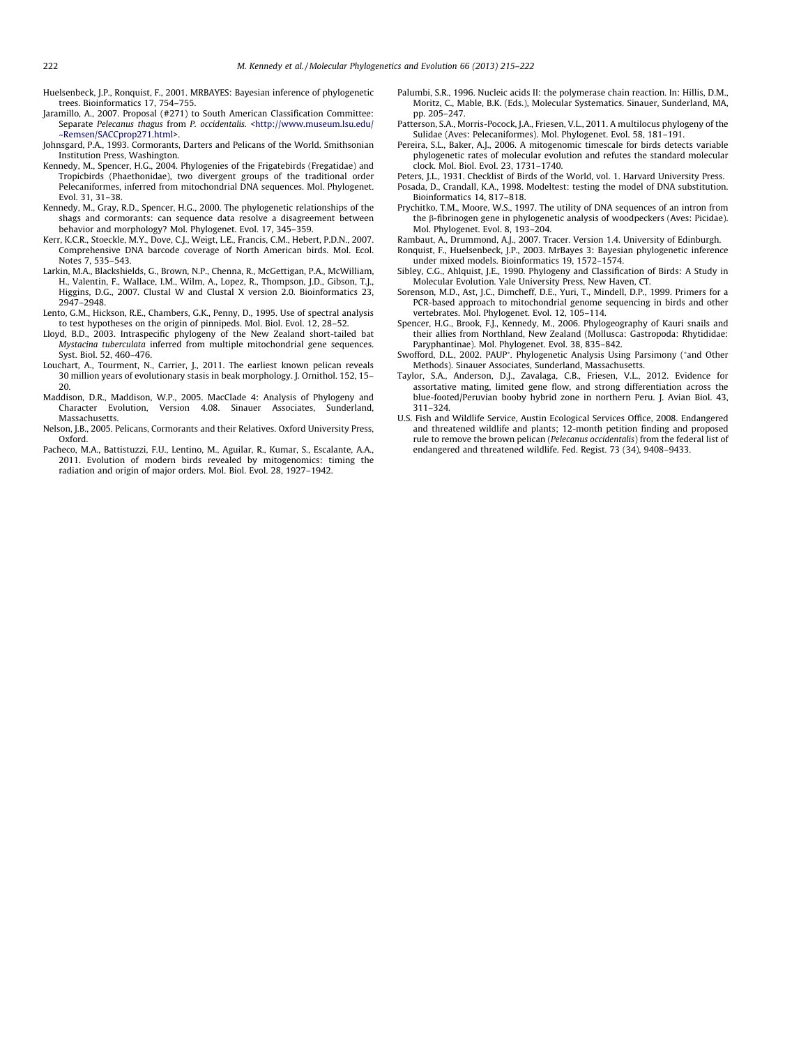Huelsenbeck, J.P., Ronquist, F., 2001. MRBAYES: Bayesian inference of phylogenetic trees. Bioinformatics 17, 754–755.

Jaramillo, A., 2007. Proposal (#271) to South American Classification Committee: Separate *Pelecanus thagus* from *P. occidentalis*. <http://www.museum.lsu.edu/~Remsen/SACCprop271.html>.

Johnsgard, P.A., 1993. Cormorants, Darters and Pelicans of the World. Smithsonian Institution Press, Washington.

Kennedy, M., Spencer, H.G., 2004. Phylogenies of the Frigatebirds (Fregatidae) and Tropicbirds (Phaethonidae), two divergent groups of the traditional order Pelecaniformes, inferred from mitochondrial DNA sequences. Mol. Phylogenet. Evol. 31, 31–38.

Kennedy, M., Gray, R.D., Spencer, H.G., 2000. The phylogenetic relationships of the shags and cormorants: can sequence data resolve a disagreement between behavior and morphology? Mol. Phylogenet. Evol. 17, 345–359.

Kerr, K.C.R., Stoeckle, M.Y., Dove, C.J., Weigt, L.E., Francis, C.M., Hebert, P.D.N., 2007. Comprehensive DNA barcode coverage of North American birds. Mol. Ecol. Notes 7, 535–543.

Larkin, M.A., Blackshields, G., Brown, N.P., Chenna, R., McGettigan, P.A., McWilliam, H., Valentin, F., Wallace, I.M., Wilm, A., Lopez, R., Thompson, J.D., Gibson, T.J., Higgins, D.G., 2007. Clustal W and Clustal X version 2.0. Bioinformatics 23, 2947–2948.

Lento, G.M., Hickson, R.E., Chambers, G.K., Penny, D., 1995. Use of spectral analysis to test hypotheses on the origin of pinnipeds. Mol. Biol. Evol. 12, 28–52.

Lloyd, B.D., 2003. Intraspecific phylogeny of the New Zealand short-tailed bat *Mystacina tuberculata* inferred from multiple mitochondrial gene sequences. Syst. Biol. 52, 460–476.

Louchart, A., Tourment, N., Carrier, J., 2011. The earliest known pelican reveals 30 million years of evolutionary stasis in beak morphology. J. Ornithol. 152, 15–20.

Maddison, D.R., Maddison, W.P., 2005. MacClade 4: Analysis of Phylogeny and Character Evolution, Version 4.08. Sinauer Associates, Sunderland, Massachusetts.

Nelson, J.B., 2005. Pelicans, Cormorants and their Relatives. Oxford University Press, Oxford.

Pacheco, M.A., Battistuzzi, F.U., Lentino, M., Aguilar, R., Kumar, S., Escalante, A.A., 2011. Evolution of modern birds revealed by mitogenomics: timing the radiation and origin of major orders. Mol. Biol. Evol. 28, 1927–1942.

Palumbi, S.R., 1996. Nucleic acids II: the polymerase chain reaction. In: Hillis, D.M., Moritz, C., Mable, B.K. (Eds.), Molecular Systematics. Sinauer, Sunderland, MA, pp. 205–247.

Patterson, S.A., Morris-Pocock, J.A., Friesen, V.L., 2011. A multilocus phylogeny of the Sulidae (Aves: Pelecaniformes). Mol. Phylogenet. Evol. 58, 181–191.

Pereira, S.L., Baker, A.J., 2006. A mitogenomic timescale for birds detects variable phylogenetic rates of molecular evolution and refutes the standard molecular clock. Mol. Biol. Evol. 23, 1731–1740.

Peters, J.L., 1931. Checklist of Birds of the World, vol. 1. Harvard University Press.

Posada, D., Crandall, K.A., 1998. Modeltest: testing the model of DNA substitution. Bioinformatics 14, 817–818.

Prychitko, T.M., Moore, W.S., 1997. The utility of DNA sequences of an intron from the β-fibrinogen gene in phylogenetic analysis of woodpeckers (Aves: Picidae). Mol. Phylogenet. Evol. 8, 193–204.

Rambaut, A., Drummond, A.J., 2007. Tracer. Version 1.4. University of Edinburgh.

Ronquist, F., Huelsenbeck, J.P., 2003. MrBayes 3: Bayesian phylogenetic inference under mixed models. Bioinformatics 19, 1572–1574.

Sibley, C.G., Ahlquist, J.E., 1990. Phylogeny and Classification of Birds: A Study in Molecular Evolution. Yale University Press, New Haven, CT.

Sorenson, M.D., Ast, J.C., Dimcheff, D.E., Yuri, T., Mindell, D.P., 1999. Primers for a PCR-based approach to mitochondrial genome sequencing in birds and other vertebrates. Mol. Phylogenet. Evol. 12, 105–114.

Spencer, H.G., Brook, F.J., Kennedy, M., 2006. Phylogeography of Kauri snails and their allies from Northland, New Zealand (Mollusca: Gastropoda: Rhytididae: Paryphantinae). Mol. Phylogenet. Evol. 38, 835–842.

Swofford, D.L., 2002. PAUP*. Phylogenetic Analysis Using Parsimony (*and Other Methods). Sinauer Associates, Sunderland, Massachusetts.

Taylor, S.A., Anderson, D.J., Zavalaga, C.B., Friesen, V.L., 2012. Evidence for assortative mating, limited gene flow, and strong differentiation across the blue-footed/Peruvian booby hybrid zone in northern Peru. J. Avian Biol. 43, 311–324.

U.S. Fish and Wildlife Service, Austin Ecological Services Office, 2008. Endangered and threatened wildlife and plants; 12-month petition finding and proposed rule to remove the brown pelican (*Pelecanus occidentalis*) from the federal list of endangered and threatened wildlife. Fed. Regist. 73 (34), 9408–9433.